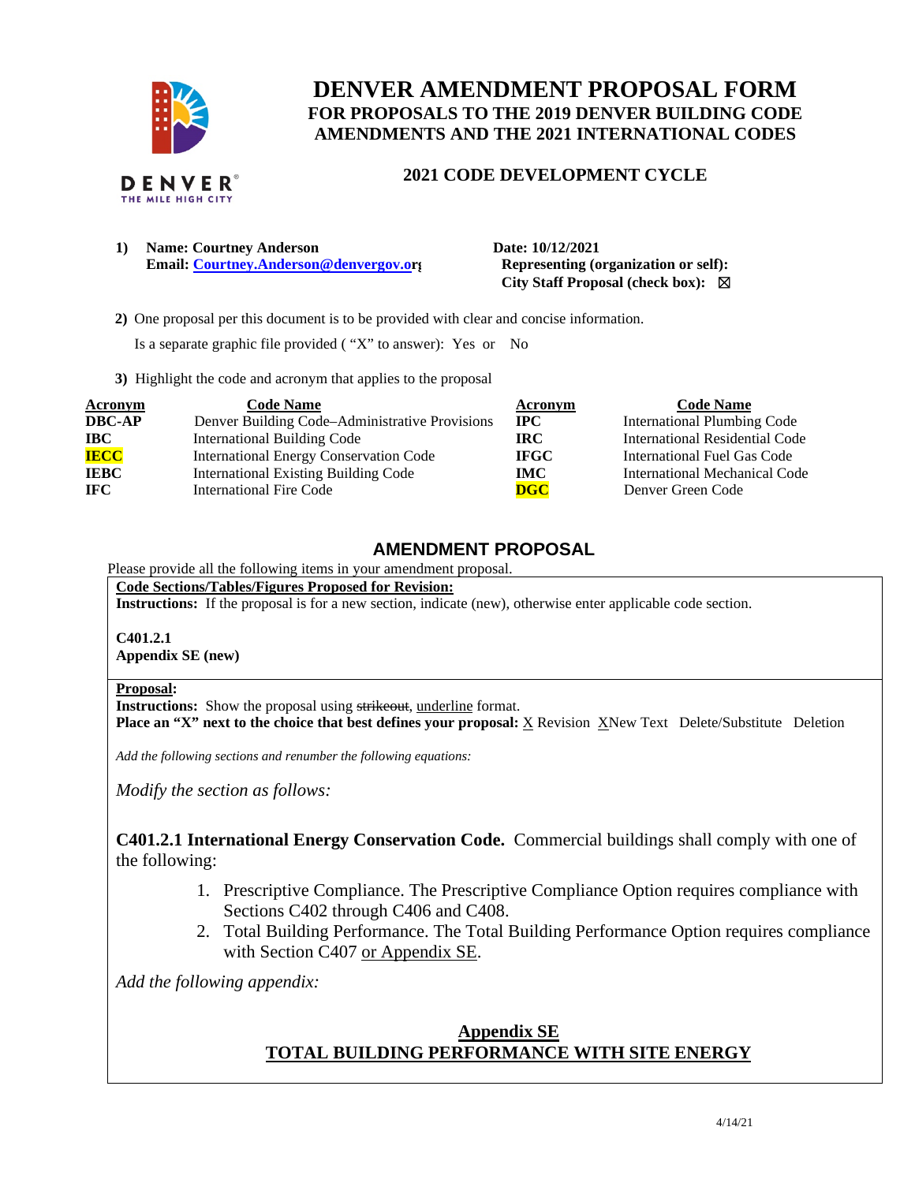# DENVER AMENDMENT PROPOSAL FORM

## FOR PROPOSALS TO THE 2019 DENVER BUILDING CODE AMENDMENTS AND THE 2021 INTERNATIONAL CODES

### 2021 CODE DEVELOPMENT CYCLE

**1) Name: Courtney Anderson**
**Email: Courtney.Anderson@denvergov.org**

**Date: 10/12/2021**
**Representing (organization or self):**
**City Staff Proposal (check box):** ☒

**2)** One proposal per this document is to be provided with clear and concise information.

Is a separate graphic file provided ( "X" to answer): Yes or No

**3)** Highlight the code and acronym that applies to the proposal

| Acronym | Code Name | Acronym | Code Name |
|---|---|---|---|
| **DBC-AP** | Denver Building Code–Administrative Provisions | **IPC** | International Plumbing Code |
| **IBC** | International Building Code | **IRC** | International Residential Code |
| **IECC** | International Energy Conservation Code | **IFGC** | International Fuel Gas Code |
| **IEBC** | International Existing Building Code | **IMC** | International Mechanical Code |
| **IFC** | International Fire Code | **DGC** | Denver Green Code |

## AMENDMENT PROPOSAL

Please provide all the following items in your amendment proposal.

**Code Sections/Tables/Figures Proposed for Revision:**
**Instructions:** If the proposal is for a new section, indicate (new), otherwise enter applicable code section.

**C401.2.1**
**Appendix SE (new)**

**Proposal:**
**Instructions:** Show the proposal using ~~strikeout~~, underline format.
**Place an "X" next to the choice that best defines your proposal:** X Revision XNew Text Delete/Substitute Deletion

*Add the following sections and renumber the following equations:*

*Modify the section as follows:*

**C401.2.1 International Energy Conservation Code.** Commercial buildings shall comply with one of the following:

1. Prescriptive Compliance. The Prescriptive Compliance Option requires compliance with Sections C402 through C406 and C408.
2. Total Building Performance. The Total Building Performance Option requires compliance with Section C407 <u>or Appendix SE</u>.

*Add the following appendix:*

**<u>Appendix SE</u>**
**<u>TOTAL BUILDING PERFORMANCE WITH SITE ENERGY</u>**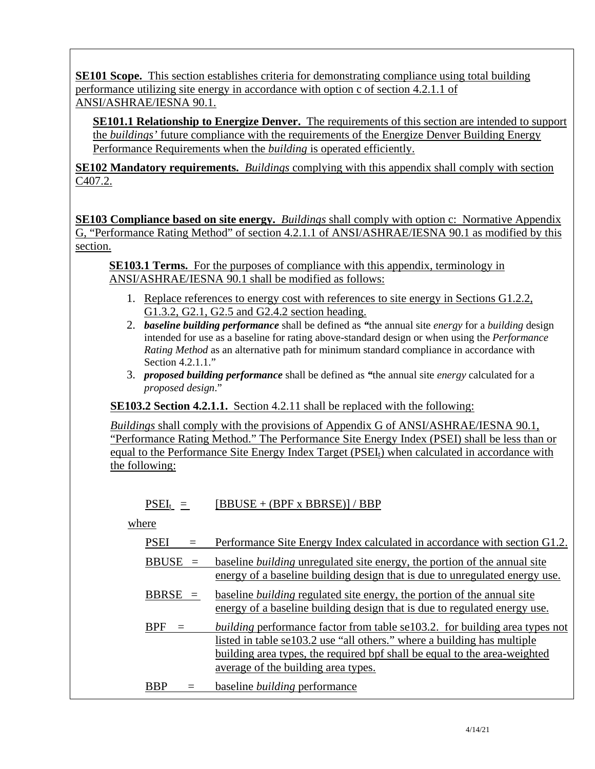**SE101 Scope.** This section establishes criteria for demonstrating compliance using total building performance utilizing site energy in accordance with option c of section 4.2.1.1 of ANSI/ASHRAE/IESNA 90.1.

**SE101.1 Relationship to Energize Denver.** The requirements of this section are intended to support the *buildings'* future compliance with the requirements of the Energize Denver Building Energy Performance Requirements when the *building* is operated efficiently.

**SE102 Mandatory requirements.** *Buildings* complying with this appendix shall comply with section C407.2.

**SE103 Compliance based on site energy.** *Buildings* shall comply with option c: Normative Appendix G, "Performance Rating Method" of section 4.2.1.1 of ANSI/ASHRAE/IESNA 90.1 as modified by this section.

**SE103.1 Terms.** For the purposes of compliance with this appendix, terminology in ANSI/ASHRAE/IESNA 90.1 shall be modified as follows:

1. Replace references to energy cost with references to site energy in Sections G1.2.2, G1.3.2, G2.1, G2.5 and G2.4.2 section heading.
2. ***baseline building performance*** shall be defined as "the annual site *energy* for a *building* design intended for use as a baseline for rating above-standard design or when using the *Performance Rating Method* as an alternative path for minimum standard compliance in accordance with Section 4.2.1.1."
3. ***proposed building performance*** shall be defined as "the annual site *energy* calculated for a *proposed design*."

**SE103.2 Section 4.2.1.1.** Section 4.2.11 shall be replaced with the following:

*Buildings* shall comply with the provisions of Appendix G of ANSI/ASHRAE/IESNA 90.1, "Performance Rating Method." The Performance Site Energy Index (PSEI) shall be less than or equal to the Performance Site Energy Index Target ($PSEI_t$) when calculated in accordance with the following:

$$PSEI_t = [BBUSE + (BPF \times BBRSE)] / BBP$$

where

PSEI = Performance Site Energy Index calculated in accordance with section G1.2.

BBUSE = baseline *building* unregulated site energy, the portion of the annual site energy of a baseline building design that is due to unregulated energy use.

BBRSE = baseline *building* regulated site energy, the portion of the annual site energy of a baseline building design that is due to regulated energy use.

BPF = *building* performance factor from table se103.2. for building area types not listed in table se103.2 use "all others." where a building has multiple building area types, the required bpf shall be equal to the area-weighted average of the building area types.

BBP = baseline *building* performance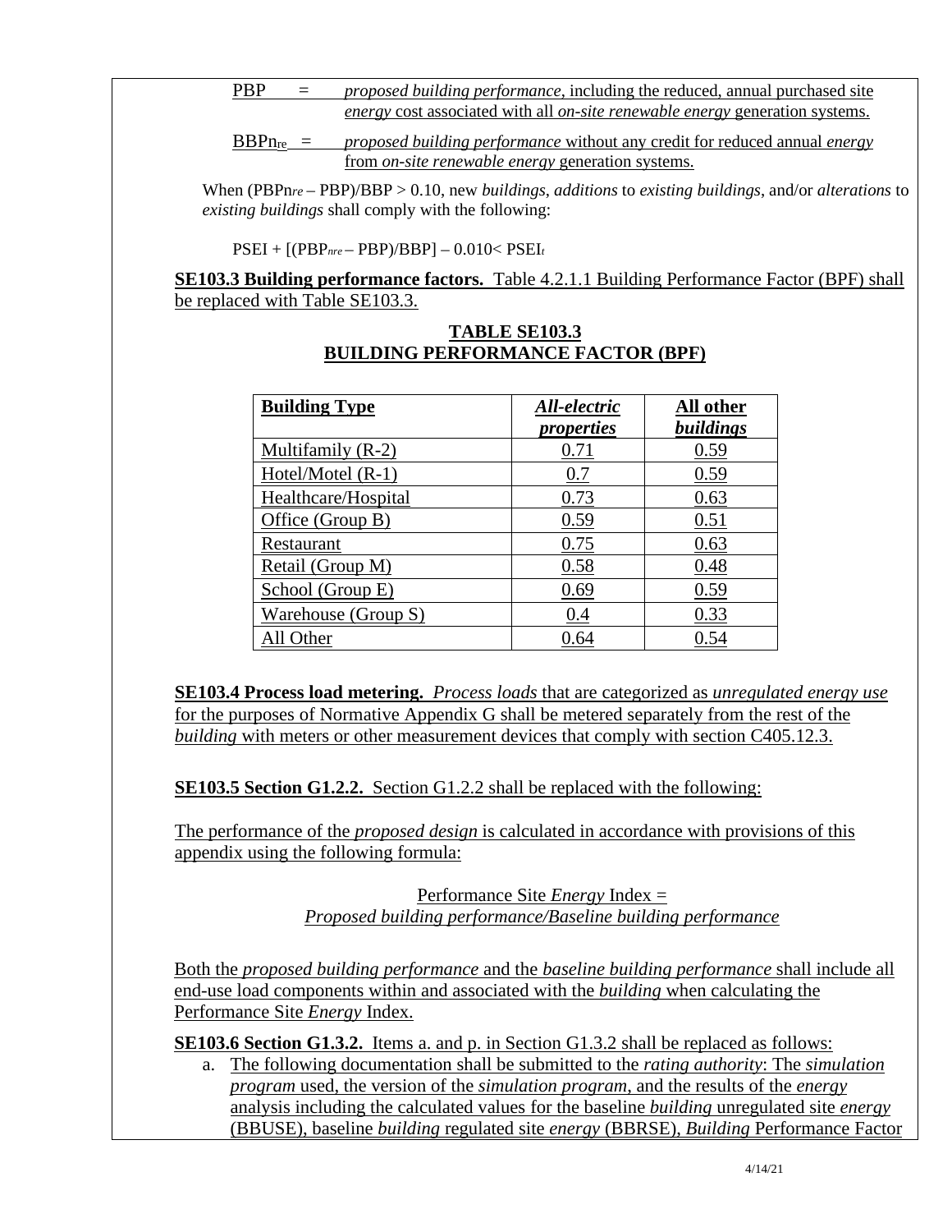PBP = *proposed building performance*, including the reduced, annual purchased site *energy* cost associated with all *on-site renewable energy* generation systems.

$BBPn_{re}$ = *proposed building performance* without any credit for reduced annual *energy* from *on-site renewable energy* generation systems.

When $(PBPn_{re} - PBP)/BBP > 0.10$, new *buildings*, *additions* to *existing buildings*, and/or *alterations* to *existing buildings* shall comply with the following:

$$PSEI + [(PBP_{nre} - PBP)/BBP] - 0.010 < PSEI_t$$

**SE103.3 Building performance factors.** Table 4.2.1.1 Building Performance Factor (BPF) shall be replaced with Table SE103.3.

**TABLE SE103.3**
**BUILDING PERFORMANCE FACTOR (BPF)**

| Building Type | *All-electric properties* | All other *buildings* |
|---|---|---|
| Multifamily (R-2) | 0.71 | 0.59 |
| Hotel/Motel (R-1) | 0.7 | 0.59 |
| Healthcare/Hospital | 0.73 | 0.63 |
| Office (Group B) | 0.59 | 0.51 |
| Restaurant | 0.75 | 0.63 |
| Retail (Group M) | 0.58 | 0.48 |
| School (Group E) | 0.69 | 0.59 |
| Warehouse (Group S) | 0.4 | 0.33 |
| All Other | 0.64 | 0.54 |

**SE103.4 Process load metering.** *Process loads* that are categorized as *unregulated energy use* for the purposes of Normative Appendix G shall be metered separately from the rest of the *building* with meters or other measurement devices that comply with section C405.12.3.

**SE103.5 Section G1.2.2.** Section G1.2.2 shall be replaced with the following:

The performance of the *proposed design* is calculated in accordance with provisions of this appendix using the following formula:

Performance Site *Energy* Index = *Proposed building performance/Baseline building performance*

Both the *proposed building performance* and the *baseline building performance* shall include all end-use load components within and associated with the *building* when calculating the Performance Site *Energy* Index.

**SE103.6 Section G1.3.2.** Items a. and p. in Section G1.3.2 shall be replaced as follows:

a. The following documentation shall be submitted to the *rating authority*: The *simulation program* used, the version of the *simulation program*, and the results of the *energy* analysis including the calculated values for the baseline *building* unregulated site *energy* (BBUSE), baseline *building* regulated site *energy* (BBRSE), *Building* Performance Factor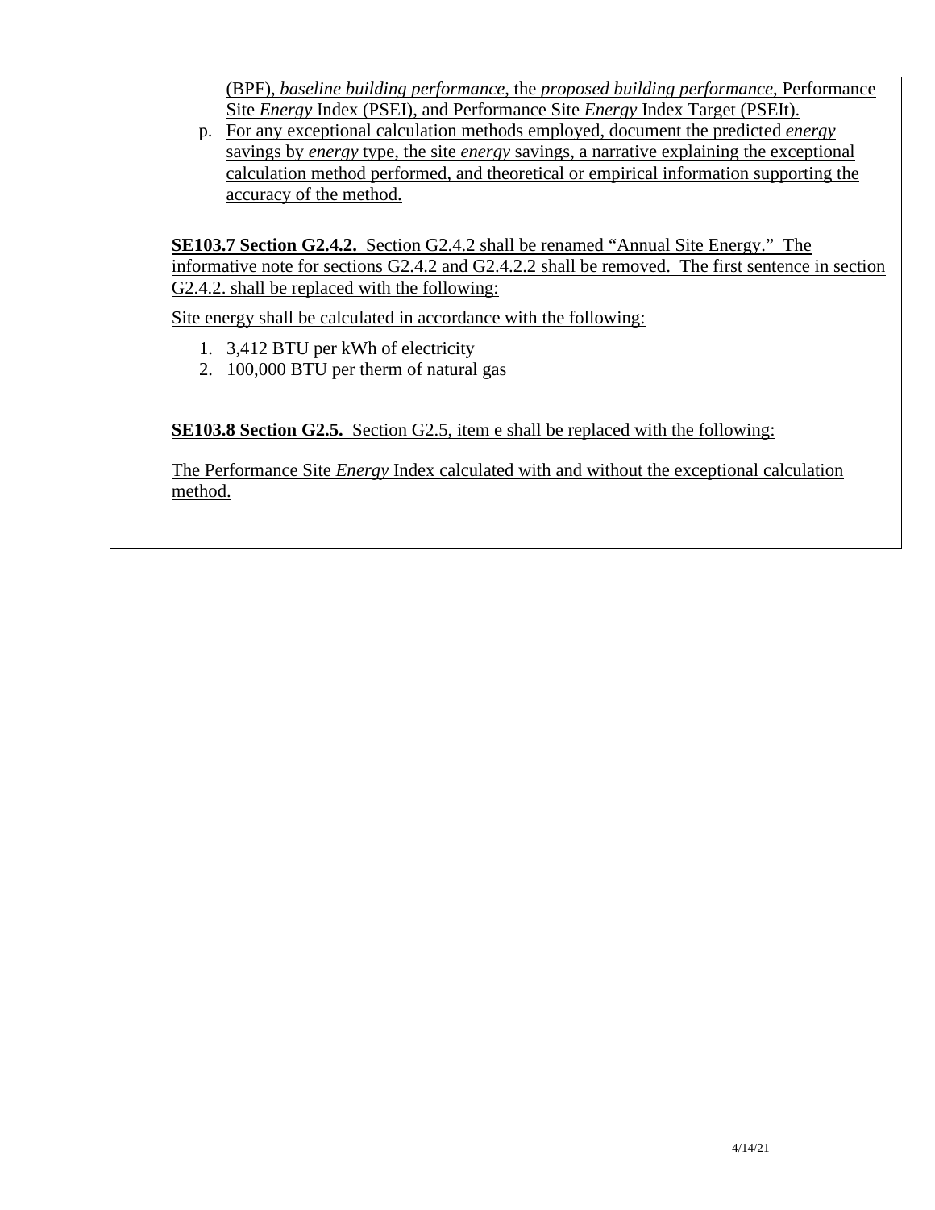(BPF), *baseline building performance*, the *proposed building performance*, Performance Site *Energy* Index (PSEI), and Performance Site *Energy* Index Target (PSEIt).

p. For any exceptional calculation methods employed, document the predicted *energy* savings by *energy* type, the site *energy* savings, a narrative explaining the exceptional calculation method performed, and theoretical or empirical information supporting the accuracy of the method.

**SE103.7 Section G2.4.2.** Section G2.4.2 shall be renamed "Annual Site Energy." The informative note for sections G2.4.2 and G2.4.2.2 shall be removed. The first sentence in section G2.4.2. shall be replaced with the following:

Site energy shall be calculated in accordance with the following:

1. 3,412 BTU per kWh of electricity
2. 100,000 BTU per therm of natural gas

**SE103.8 Section G2.5.** Section G2.5, item e shall be replaced with the following:

The Performance Site *Energy* Index calculated with and without the exceptional calculation method.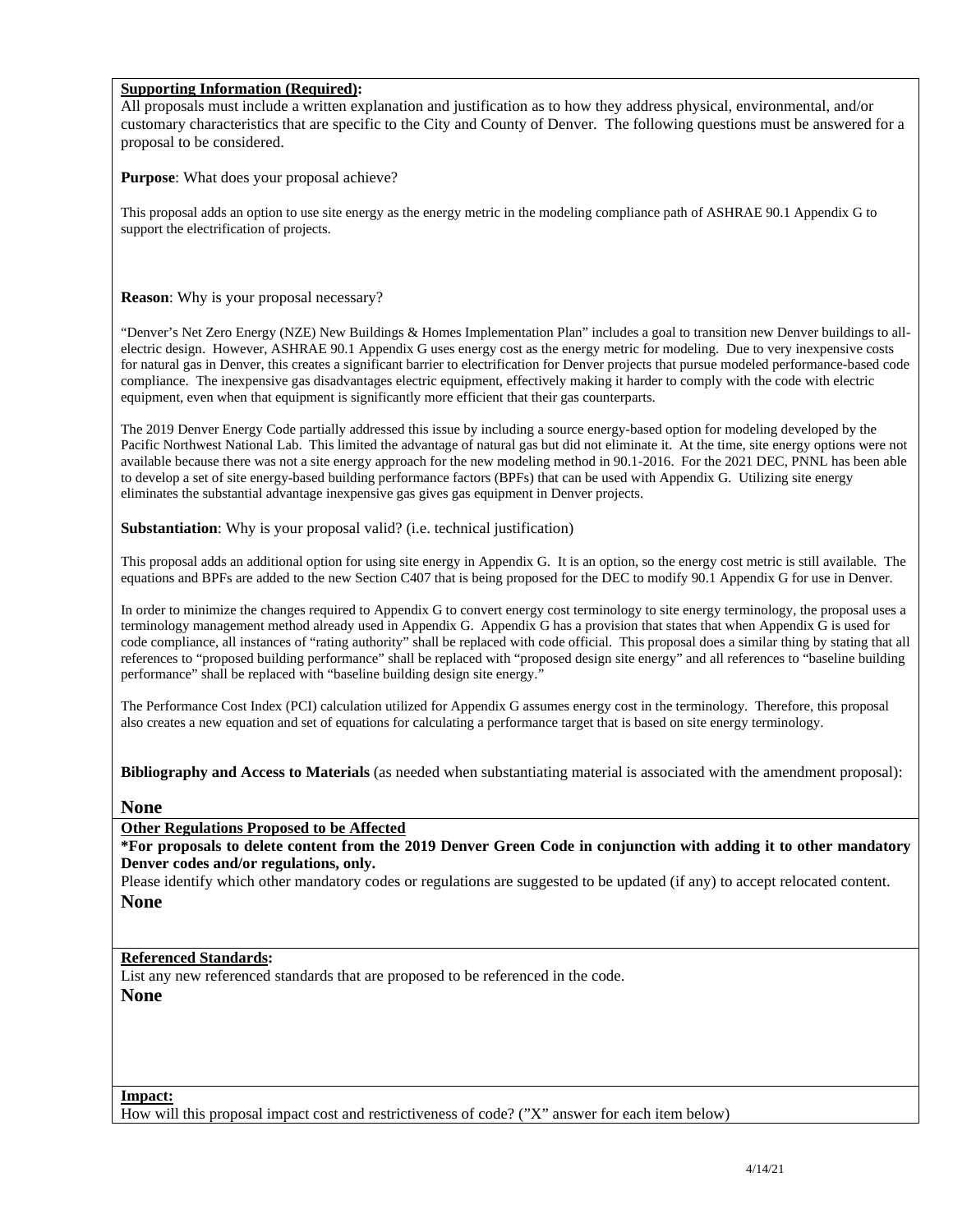**Supporting Information (Required):**

All proposals must include a written explanation and justification as to how they address physical, environmental, and/or customary characteristics that are specific to the City and County of Denver. The following questions must be answered for a proposal to be considered.

**Purpose**: What does your proposal achieve?

This proposal adds an option to use site energy as the energy metric in the modeling compliance path of ASHRAE 90.1 Appendix G to support the electrification of projects.

**Reason**: Why is your proposal necessary?

"Denver's Net Zero Energy (NZE) New Buildings & Homes Implementation Plan" includes a goal to transition new Denver buildings to all-electric design. However, ASHRAE 90.1 Appendix G uses energy cost as the energy metric for modeling. Due to very inexpensive costs for natural gas in Denver, this creates a significant barrier to electrification for Denver projects that pursue modeled performance-based code compliance. The inexpensive gas disadvantages electric equipment, effectively making it harder to comply with the code with electric equipment, even when that equipment is significantly more efficient that their gas counterparts.

The 2019 Denver Energy Code partially addressed this issue by including a source energy-based option for modeling developed by the Pacific Northwest National Lab. This limited the advantage of natural gas but did not eliminate it. At the time, site energy options were not available because there was not a site energy approach for the new modeling method in 90.1-2016. For the 2021 DEC, PNNL has been able to develop a set of site energy-based building performance factors (BPFs) that can be used with Appendix G. Utilizing site energy eliminates the substantial advantage inexpensive gas gives gas equipment in Denver projects.

**Substantiation**: Why is your proposal valid? (i.e. technical justification)

This proposal adds an additional option for using site energy in Appendix G. It is an option, so the energy cost metric is still available. The equations and BPFs are added to the new Section C407 that is being proposed for the DEC to modify 90.1 Appendix G for use in Denver.

In order to minimize the changes required to Appendix G to convert energy cost terminology to site energy terminology, the proposal uses a terminology management method already used in Appendix G. Appendix G has a provision that states that when Appendix G is used for code compliance, all instances of "rating authority" shall be replaced with code official. This proposal does a similar thing by stating that all references to "proposed building performance" shall be replaced with "proposed design site energy" and all references to "baseline building performance" shall be replaced with "baseline building design site energy."

The Performance Cost Index (PCI) calculation utilized for Appendix G assumes energy cost in the terminology. Therefore, this proposal also creates a new equation and set of equations for calculating a performance target that is based on site energy terminology.

**Bibliography and Access to Materials** (as needed when substantiating material is associated with the amendment proposal):

**None**

**Other Regulations Proposed to be Affected**

**\*For proposals to delete content from the 2019 Denver Green Code in conjunction with adding it to other mandatory Denver codes and/or regulations, only.**

Please identify which other mandatory codes or regulations are suggested to be updated (if any) to accept relocated content.

**None**

**Referenced Standards:**

List any new referenced standards that are proposed to be referenced in the code.

**None**

**Impact:**

How will this proposal impact cost and restrictiveness of code? ("X" answer for each item below)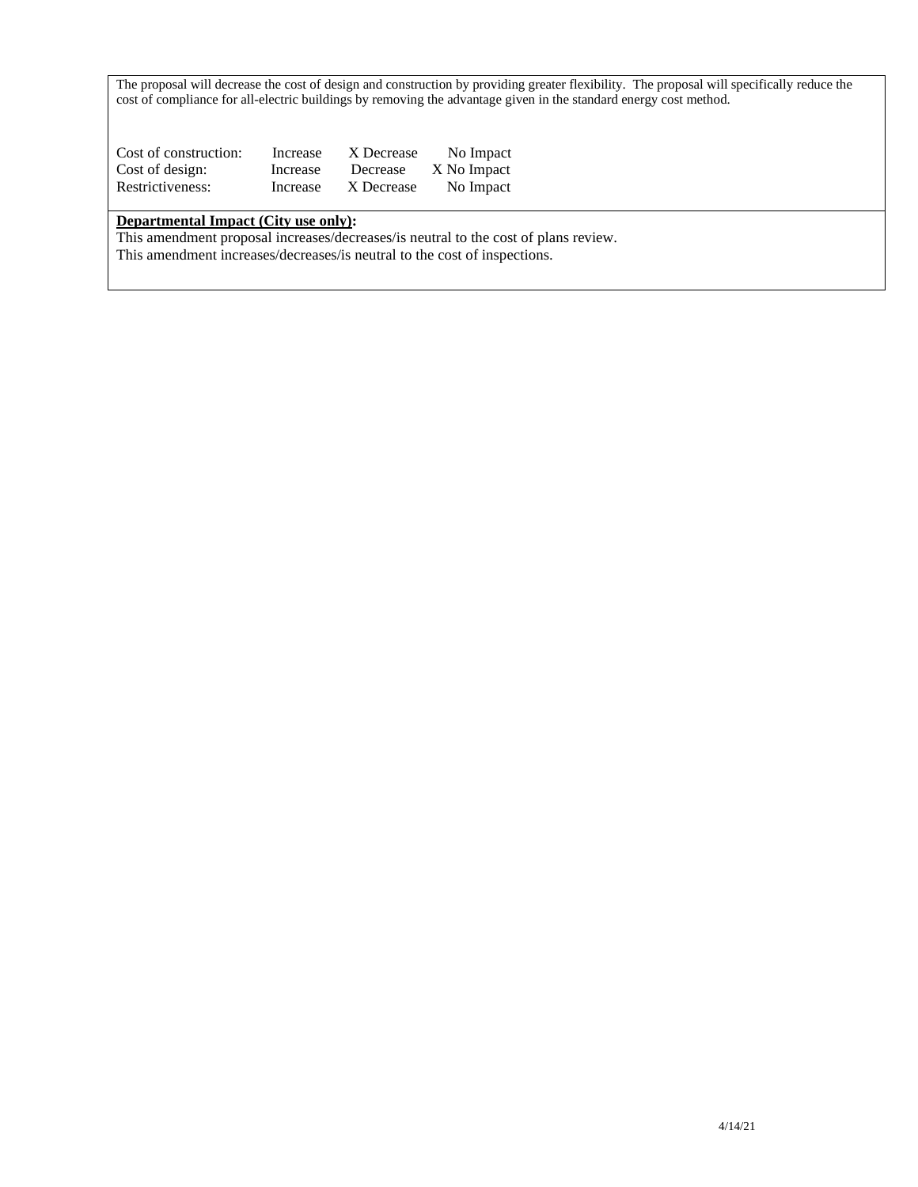The proposal will decrease the cost of design and construction by providing greater flexibility. The proposal will specifically reduce the cost of compliance for all-electric buildings by removing the advantage given in the standard energy cost method.

| | | | |
|---|---|---|---|
| Cost of construction: | Increase | X Decrease | No Impact |
| Cost of design: | Increase | Decrease | X No Impact |
| Restrictiveness: | Increase | X Decrease | No Impact |

**Departmental Impact (City use only):**

This amendment proposal increases/decreases/is neutral to the cost of plans review.
This amendment increases/decreases/is neutral to the cost of inspections.

4/14/21